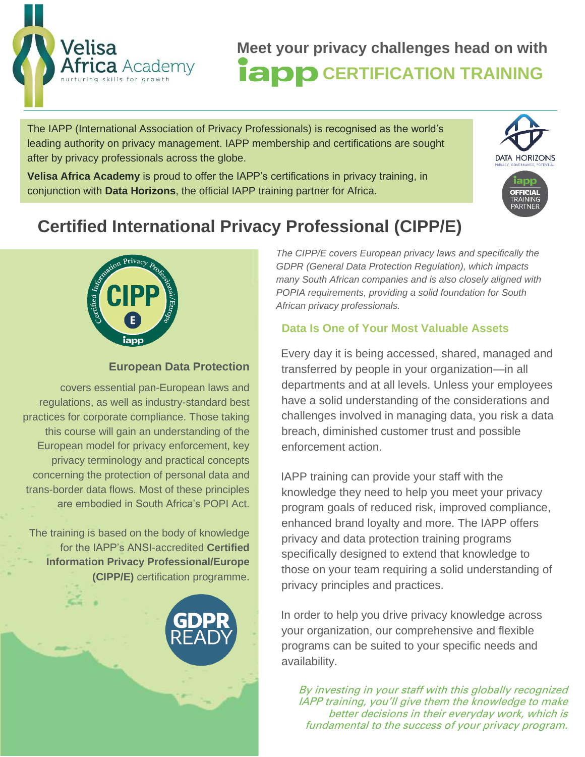Velisa Africa Academy
nurturing skills for growth

## Meet your privacy challenges head on with iapp CERTIFICATION TRAINING

The IAPP (International Association of Privacy Professionals) is recognised as the world's leading authority on privacy management. IAPP membership and certifications are sought after by privacy professionals across the globe.

**Velisa Africa Academy** is proud to offer the IAPP's certifications in privacy training, in conjunction with **Data Horizons**, the official IAPP training partner for Africa.

DATA HORIZONS
PRIVACY, GOVERNANCE, POTENTIAL

iapp OFFICIAL TRAINING PARTNER

# Certified International Privacy Professional (CIPP/E)

### European Data Protection

covers essential pan-European laws and regulations, as well as industry-standard best practices for corporate compliance. Those taking this course will gain an understanding of the European model for privacy enforcement, key privacy terminology and practical concepts concerning the protection of personal data and trans-border data flows. Most of these principles are embodied in South Africa's POPI Act.

The training is based on the body of knowledge for the IAPP's ANSI-accredited **Certified Information Privacy Professional/Europe (CIPP/E)** certification programme.

GDPR READY

*The CIPP/E covers European privacy laws and specifically the GDPR (General Data Protection Regulation), which impacts many South African companies and is also closely aligned with POPIA requirements, providing a solid foundation for South African privacy professionals.*

### Data Is One of Your Most Valuable Assets

Every day it is being accessed, shared, managed and transferred by people in your organization—in all departments and at all levels. Unless your employees have a solid understanding of the considerations and challenges involved in managing data, you risk a data breach, diminished customer trust and possible enforcement action.

IAPP training can provide your staff with the knowledge they need to help you meet your privacy program goals of reduced risk, improved compliance, enhanced brand loyalty and more. The IAPP offers privacy and data protection training programs specifically designed to extend that knowledge to those on your team requiring a solid understanding of privacy principles and practices.

In order to help you drive privacy knowledge across your organization, our comprehensive and flexible programs can be suited to your specific needs and availability.

*By investing in your staff with this globally recognized IAPP training, you'll give them the knowledge to make better decisions in their everyday work, which is fundamental to the success of your privacy program.*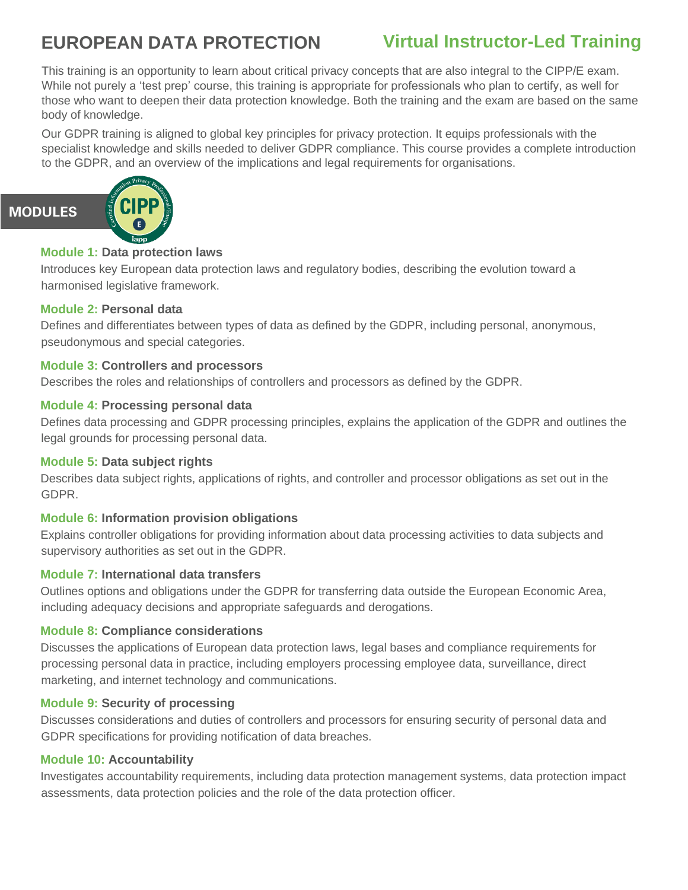# EUROPEAN DATA PROTECTION

## Virtual Instructor-Led Training

This training is an opportunity to learn about critical privacy concepts that are also integral to the CIPP/E exam. While not purely a 'test prep' course, this training is appropriate for professionals who plan to certify, as well for those who want to deepen their data protection knowledge. Both the training and the exam are based on the same body of knowledge.

Our GDPR training is aligned to global key principles for privacy protection. It equips professionals with the specialist knowledge and skills needed to deliver GDPR compliance. This course provides a complete introduction to the GDPR, and an overview of the implications and legal requirements for organisations.

## MODULES

### Module 1: Data protection laws

Introduces key European data protection laws and regulatory bodies, describing the evolution toward a harmonised legislative framework.

### Module 2: Personal data

Defines and differentiates between types of data as defined by the GDPR, including personal, anonymous, pseudonymous and special categories.

### Module 3: Controllers and processors

Describes the roles and relationships of controllers and processors as defined by the GDPR.

### Module 4: Processing personal data

Defines data processing and GDPR processing principles, explains the application of the GDPR and outlines the legal grounds for processing personal data.

### Module 5: Data subject rights

Describes data subject rights, applications of rights, and controller and processor obligations as set out in the GDPR.

### Module 6: Information provision obligations

Explains controller obligations for providing information about data processing activities to data subjects and supervisory authorities as set out in the GDPR.

### Module 7: International data transfers

Outlines options and obligations under the GDPR for transferring data outside the European Economic Area, including adequacy decisions and appropriate safeguards and derogations.

### Module 8: Compliance considerations

Discusses the applications of European data protection laws, legal bases and compliance requirements for processing personal data in practice, including employers processing employee data, surveillance, direct marketing, and internet technology and communications.

### Module 9: Security of processing

Discusses considerations and duties of controllers and processors for ensuring security of personal data and GDPR specifications for providing notification of data breaches.

### Module 10: Accountability

Investigates accountability requirements, including data protection management systems, data protection impact assessments, data protection policies and the role of the data protection officer.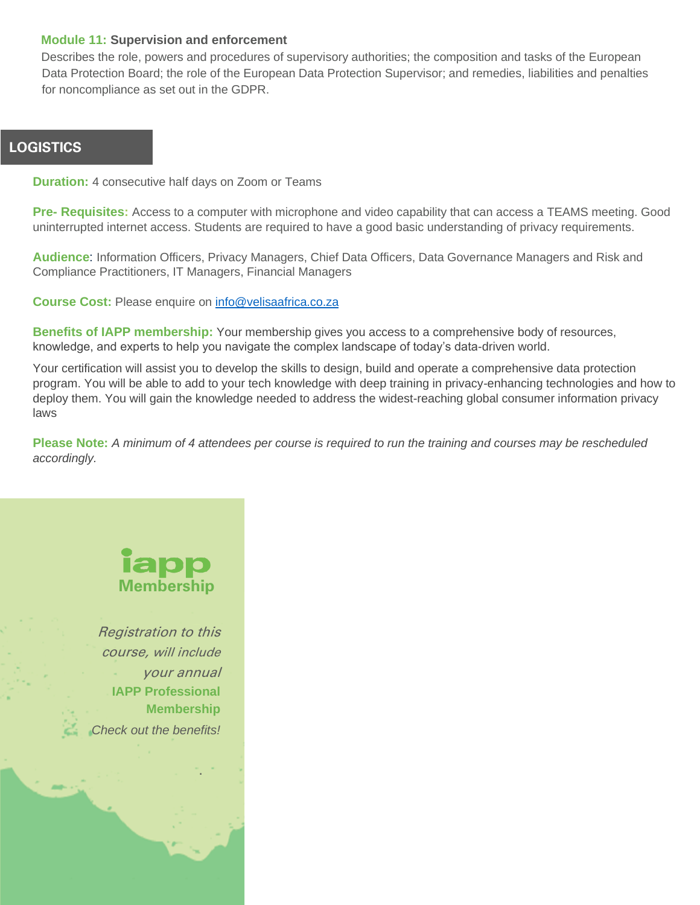**Module 11:** **Supervision and enforcement**

Describes the role, powers and procedures of supervisory authorities; the composition and tasks of the European Data Protection Board; the role of the European Data Protection Supervisor; and remedies, liabilities and penalties for noncompliance as set out in the GDPR.

## LOGISTICS

**Duration:** 4 consecutive half days on Zoom or Teams

**Pre- Requisites:** Access to a computer with microphone and video capability that can access a TEAMS meeting. Good uninterrupted internet access. Students are required to have a good basic understanding of privacy requirements.

**Audience**: Information Officers, Privacy Managers, Chief Data Officers, Data Governance Managers and Risk and Compliance Practitioners, IT Managers, Financial Managers

**Course Cost:** Please enquire on info@velisaafrica.co.za

**Benefits of IAPP membership:** Your membership gives you access to a comprehensive body of resources, knowledge, and experts to help you navigate the complex landscape of today's data-driven world.

Your certification will assist you to develop the skills to design, build and operate a comprehensive data protection program. You will be able to add to your tech knowledge with deep training in privacy-enhancing technologies and how to deploy them. You will gain the knowledge needed to address the widest-reaching global consumer information privacy laws

**Please Note:** *A minimum of 4 attendees per course is required to run the training and courses may be rescheduled accordingly.*

**iapp Membership**

*Registration to this course, will include your annual* **IAPP Professional Membership**

*Check out the benefits!*